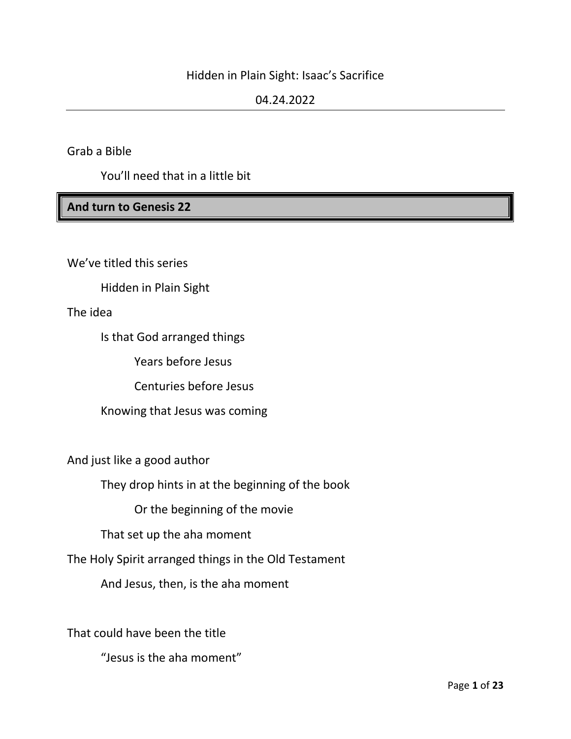Hidden in Plain Sight: Isaac's Sacrifice

04.24.2022

---

Grab a Bible

    You'll need that in a little bit

**And turn to Genesis 22**

We've titled this series

    Hidden in Plain Sight

The idea

    Is that God arranged things

        Years before Jesus

        Centuries before Jesus

    Knowing that Jesus was coming

And just like a good author

    They drop hints in at the beginning of the book

        Or the beginning of the movie

    That set up the aha moment

The Holy Spirit arranged things in the Old Testament

    And Jesus, then, is the aha moment

That could have been the title

    "Jesus is the aha moment"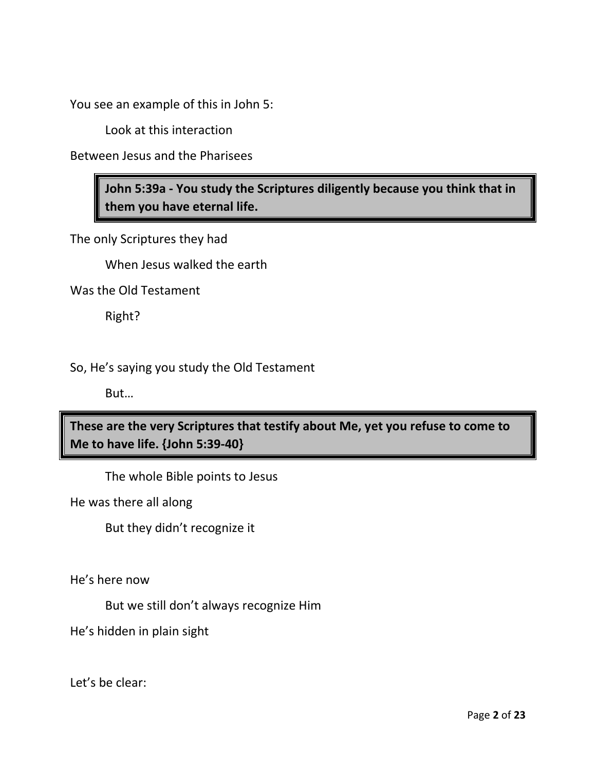You see an example of this in John 5:

Look at this interaction

Between Jesus and the Pharisees

> **John 5:39a - You study the Scriptures diligently because you think that in them you have eternal life.**

The only Scriptures they had

When Jesus walked the earth

Was the Old Testament

Right?

So, He's saying you study the Old Testament

But…

> **These are the very Scriptures that testify about Me, yet you refuse to come to Me to have life. {John 5:39-40}**

The whole Bible points to Jesus

He was there all along

But they didn't recognize it

He's here now

But we still don't always recognize Him

He's hidden in plain sight

Let's be clear: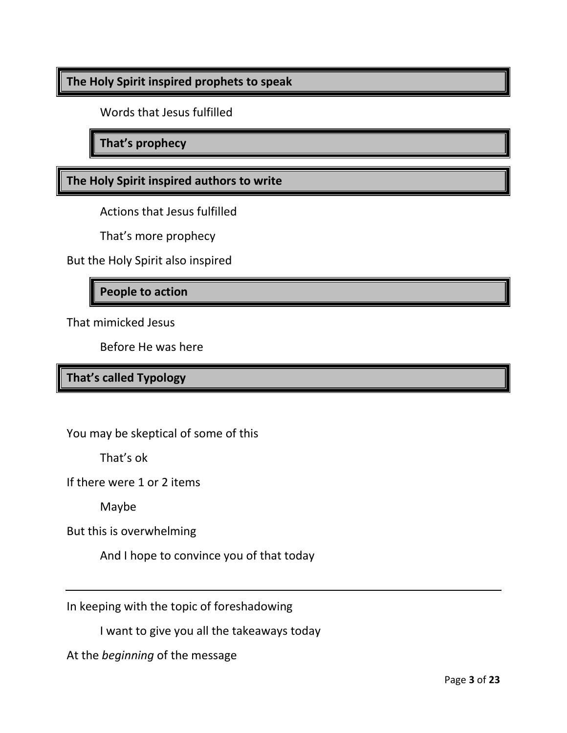**The Holy Spirit inspired prophets to speak**

Words that Jesus fulfilled

**That's prophecy**

**The Holy Spirit inspired authors to write**

Actions that Jesus fulfilled

That's more prophecy

But the Holy Spirit also inspired

**People to action**

That mimicked Jesus

Before He was here

**That's called Typology**

You may be skeptical of some of this

That's ok

If there were 1 or 2 items

Maybe

But this is overwhelming

And I hope to convince you of that today

---

In keeping with the topic of foreshadowing

I want to give you all the takeaways today

At the *beginning* of the message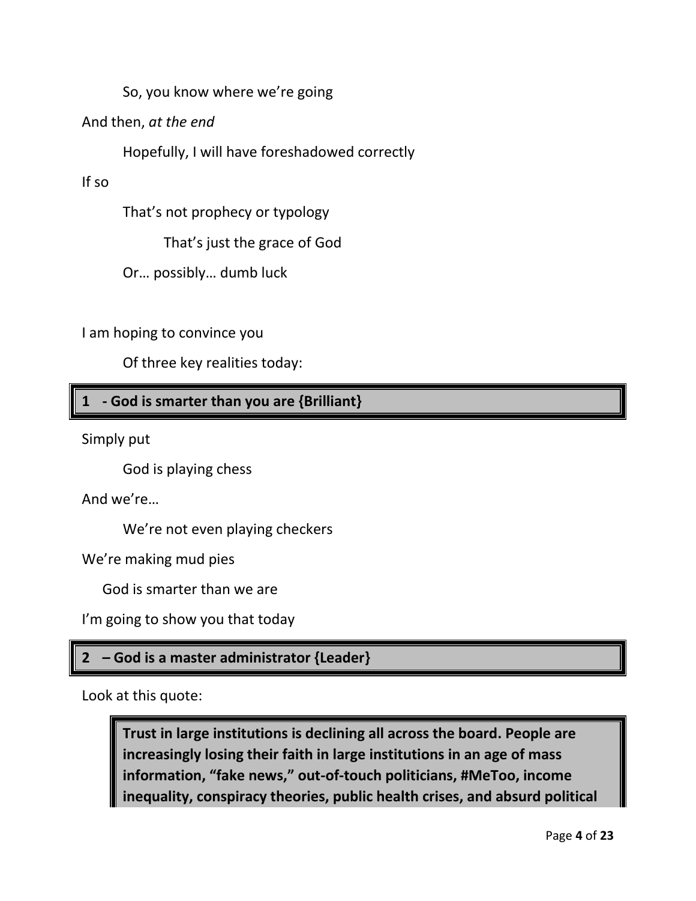So, you know where we're going

And then, *at the end*

Hopefully, I will have foreshadowed correctly

If so

That's not prophecy or typology

That's just the grace of God

Or… possibly… dumb luck

I am hoping to convince you

Of three key realities today:

**1 - God is smarter than you are {Brilliant}**

Simply put

God is playing chess

And we're…

We're not even playing checkers

We're making mud pies

God is smarter than we are

I'm going to show you that today

**2 – God is a master administrator {Leader}**

Look at this quote:

> **Trust in large institutions is declining all across the board. People are increasingly losing their faith in large institutions in an age of mass information, "fake news," out-of-touch politicians, #MeToo, income inequality, conspiracy theories, public health crises, and absurd political**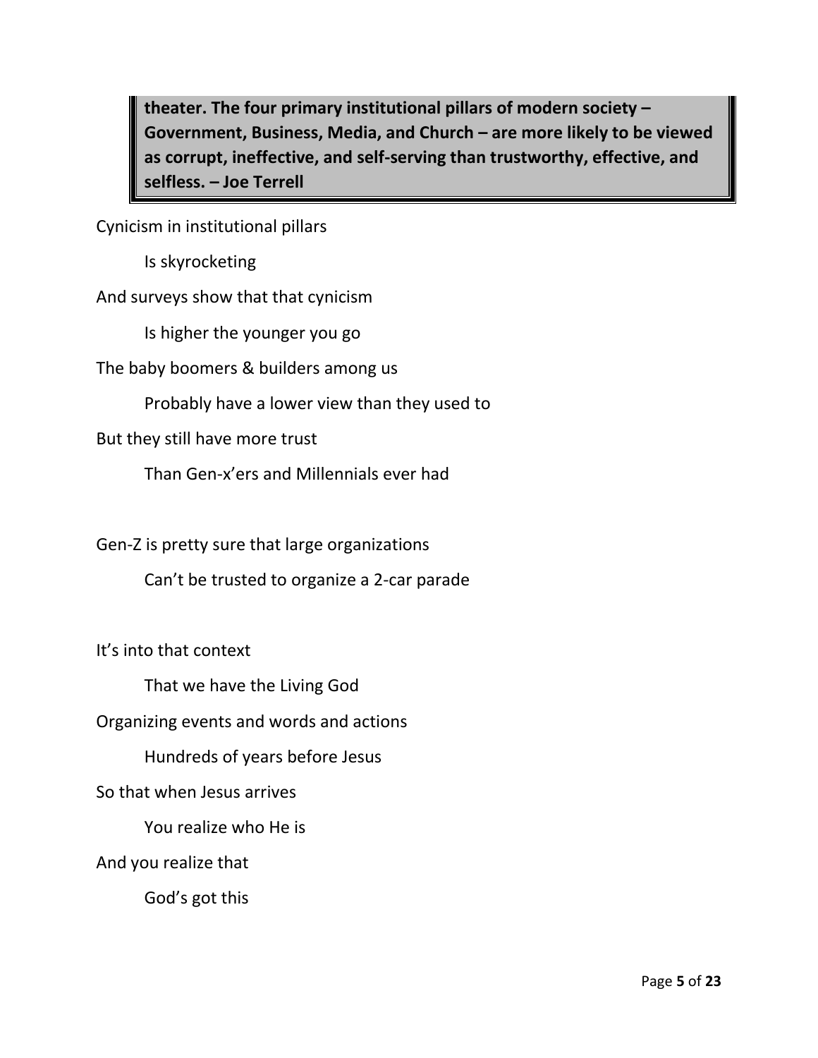> **theater. The four primary institutional pillars of modern society – Government, Business, Media, and Church – are more likely to be viewed as corrupt, ineffective, and self-serving than trustworthy, effective, and selfless. – Joe Terrell**

Cynicism in institutional pillars

    Is skyrocketing

And surveys show that that cynicism

    Is higher the younger you go

The baby boomers & builders among us

    Probably have a lower view than they used to

But they still have more trust

    Than Gen-x'ers and Millennials ever had

Gen-Z is pretty sure that large organizations

    Can't be trusted to organize a 2-car parade

It's into that context

    That we have the Living God

Organizing events and words and actions

    Hundreds of years before Jesus

So that when Jesus arrives

    You realize who He is

And you realize that

    God's got this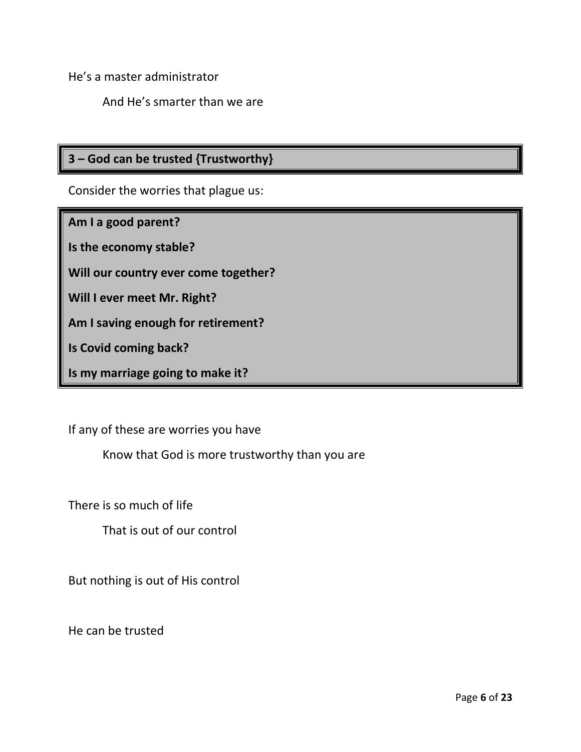He’s a master administrator

And He’s smarter than we are

## 3 – God can be trusted {Trustworthy}

Consider the worries that plague us:

**Am I a good parent?**

**Is the economy stable?**

**Will our country ever come together?**

**Will I ever meet Mr. Right?**

**Am I saving enough for retirement?**

**Is Covid coming back?**

**Is my marriage going to make it?**

If any of these are worries you have

Know that God is more trustworthy than you are

There is so much of life

That is out of our control

But nothing is out of His control

He can be trusted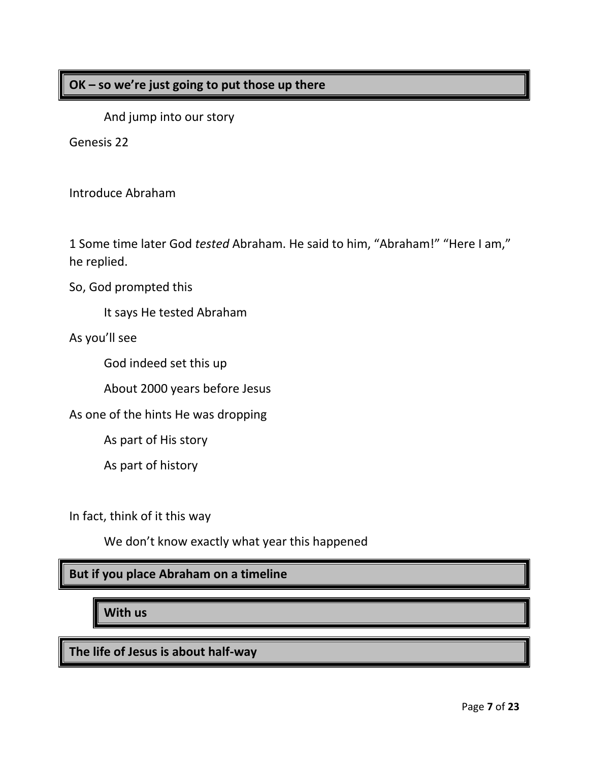**OK – so we're just going to put those up there**

And jump into our story

Genesis 22

Introduce Abraham

1 Some time later God *tested* Abraham. He said to him, "Abraham!" "Here I am," he replied.

So, God prompted this

It says He tested Abraham

As you'll see

God indeed set this up

About 2000 years before Jesus

As one of the hints He was dropping

As part of His story

As part of history

In fact, think of it this way

We don't know exactly what year this happened

**But if you place Abraham on a timeline**

**With us**

**The life of Jesus is about half-way**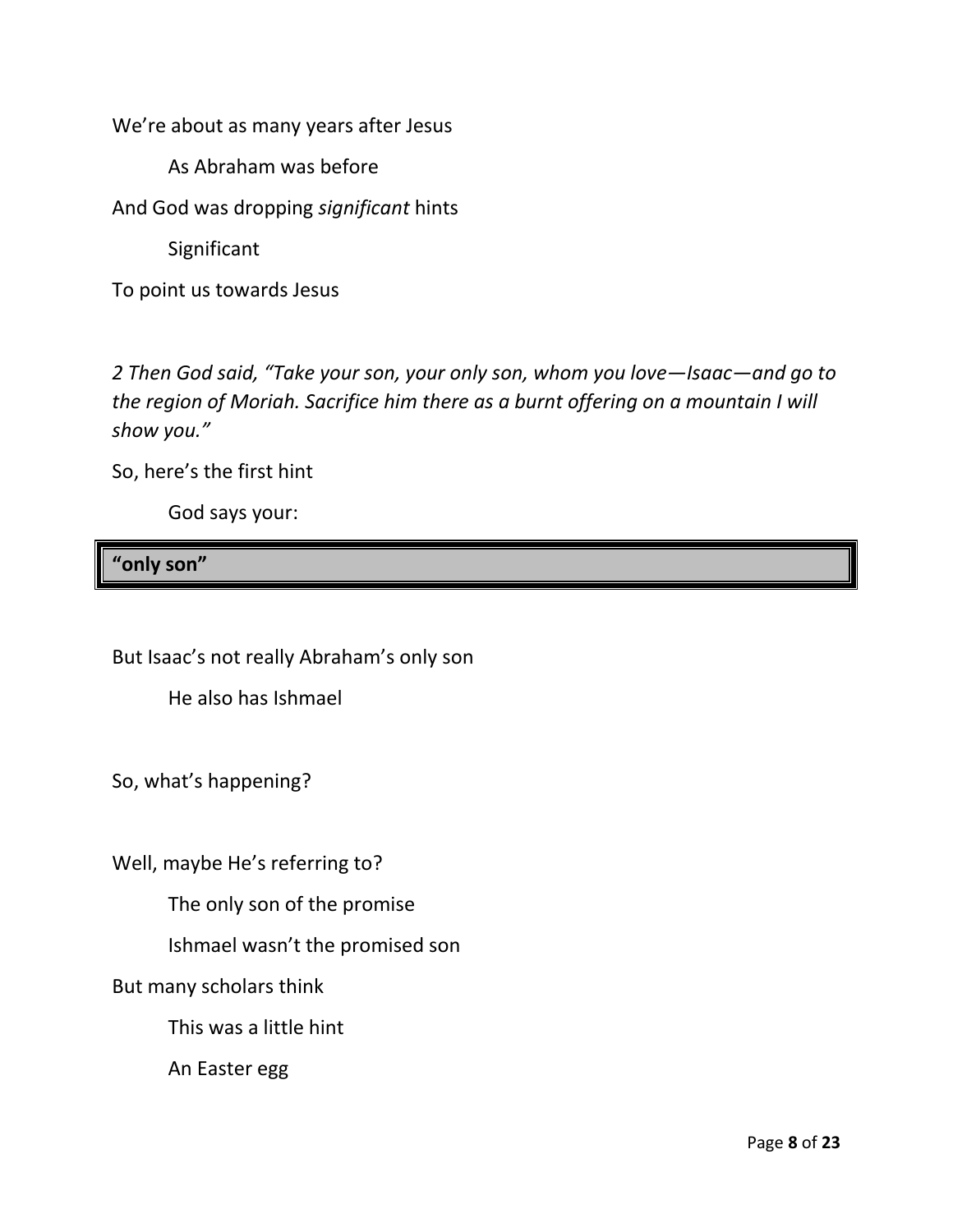We’re about as many years after Jesus

As Abraham was before

And God was dropping *significant* hints

Significant

To point us towards Jesus

*2 Then God said, “Take your son, your only son, whom you love—Isaac—and go to the region of Moriah. Sacrifice him there as a burnt offering on a mountain I will show you.”*

So, here’s the first hint

God says your:

| **“only son”** |
|---|

But Isaac’s not really Abraham’s only son

He also has Ishmael

So, what’s happening?

Well, maybe He’s referring to?

The only son of the promise

Ishmael wasn’t the promised son

But many scholars think

This was a little hint

An Easter egg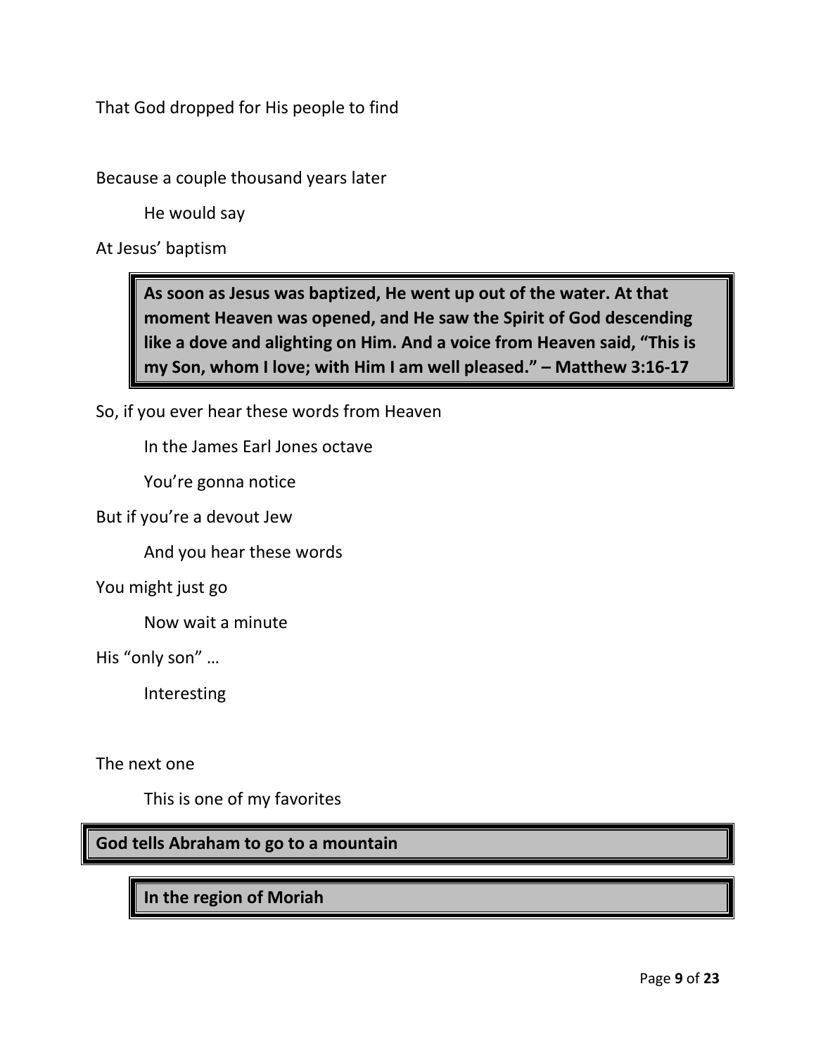That God dropped for His people to find

Because a couple thousand years later

He would say

At Jesus' baptism

> **As soon as Jesus was baptized, He went up out of the water. At that moment Heaven was opened, and He saw the Spirit of God descending like a dove and alighting on Him. And a voice from Heaven said, "This is my Son, whom I love; with Him I am well pleased." – Matthew 3:16-17**

So, if you ever hear these words from Heaven

In the James Earl Jones octave

You're gonna notice

But if you're a devout Jew

And you hear these words

You might just go

Now wait a minute

His "only son" …

Interesting

The next one

This is one of my favorites

**God tells Abraham to go to a mountain**

**In the region of Moriah**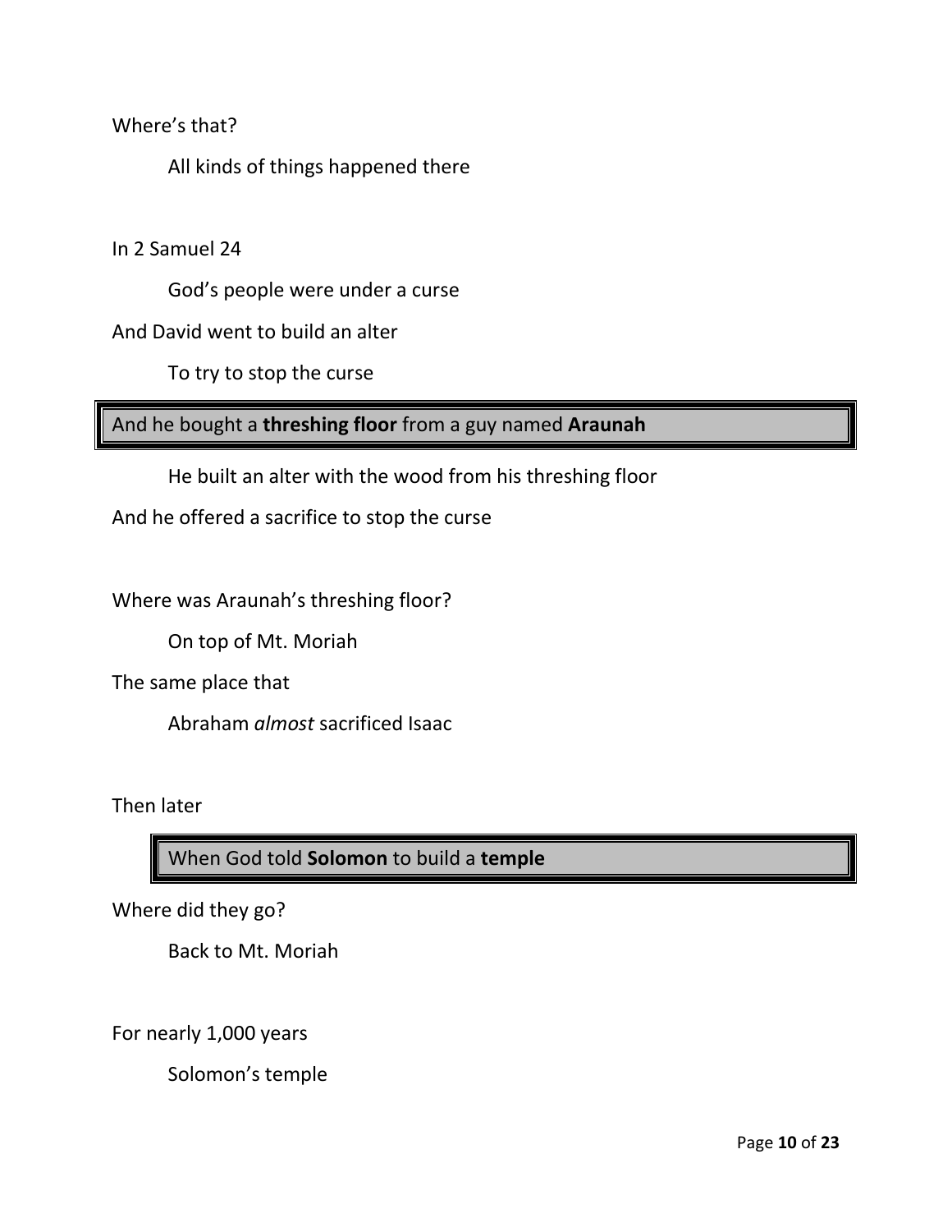Where's that?

All kinds of things happened there

In 2 Samuel 24

God's people were under a curse

And David went to build an alter

To try to stop the curse

> And he bought a **threshing floor** from a guy named **Araunah**

He built an alter with the wood from his threshing floor

And he offered a sacrifice to stop the curse

Where was Araunah's threshing floor?

On top of Mt. Moriah

The same place that

Abraham *almost* sacrificed Isaac

Then later

> When God told **Solomon** to build a **temple**

Where did they go?

Back to Mt. Moriah

For nearly 1,000 years

Solomon's temple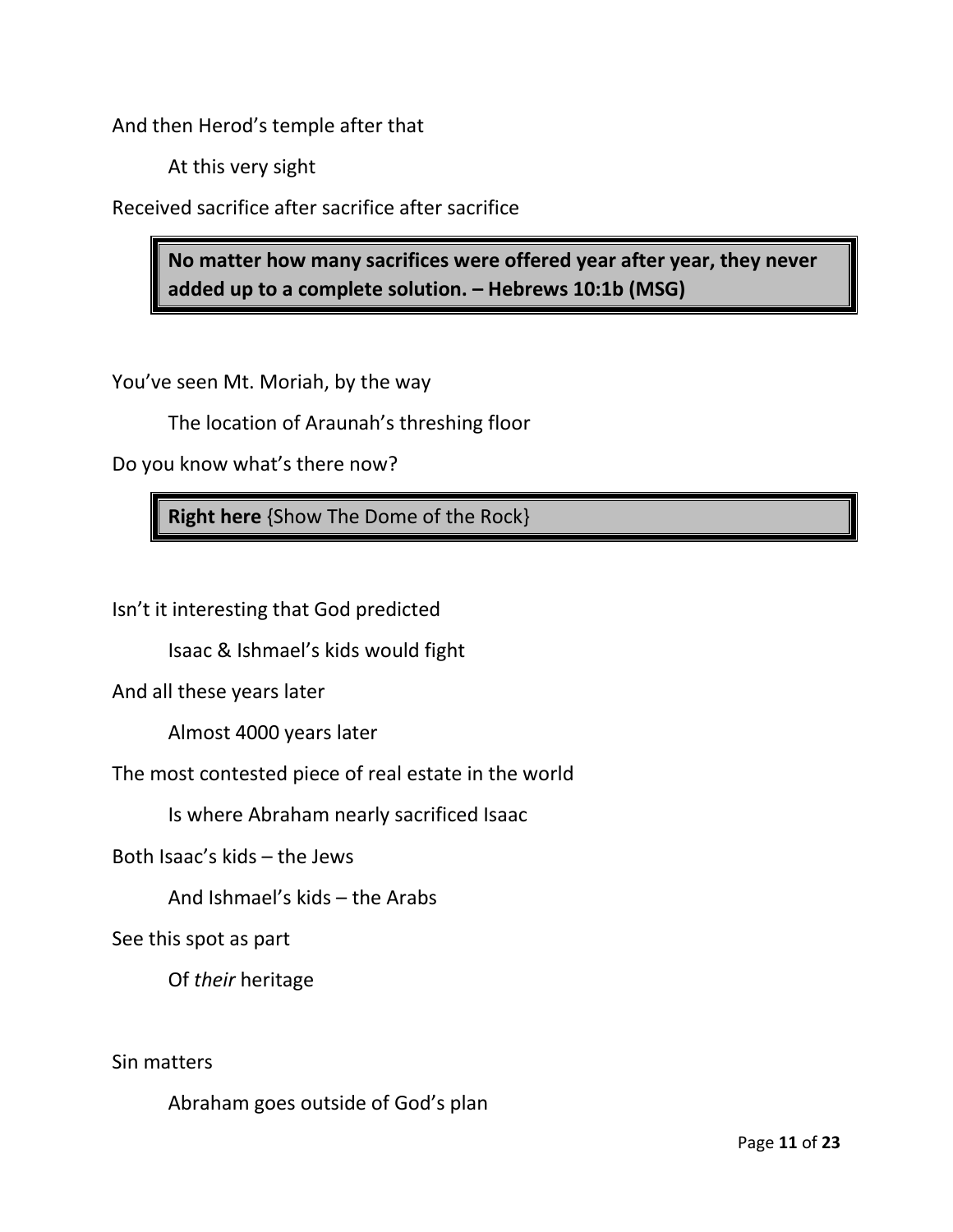And then Herod's temple after that

At this very sight

Received sacrifice after sacrifice after sacrifice

> **No matter how many sacrifices were offered year after year, they never added up to a complete solution. – Hebrews 10:1b (MSG)**

You've seen Mt. Moriah, by the way

The location of Araunah's threshing floor

Do you know what's there now?

> **Right here** {Show The Dome of the Rock}

Isn't it interesting that God predicted

Isaac & Ishmael's kids would fight

And all these years later

Almost 4000 years later

The most contested piece of real estate in the world

Is where Abraham nearly sacrificed Isaac

Both Isaac's kids – the Jews

And Ishmael's kids – the Arabs

See this spot as part

Of *their* heritage

Sin matters

Abraham goes outside of God's plan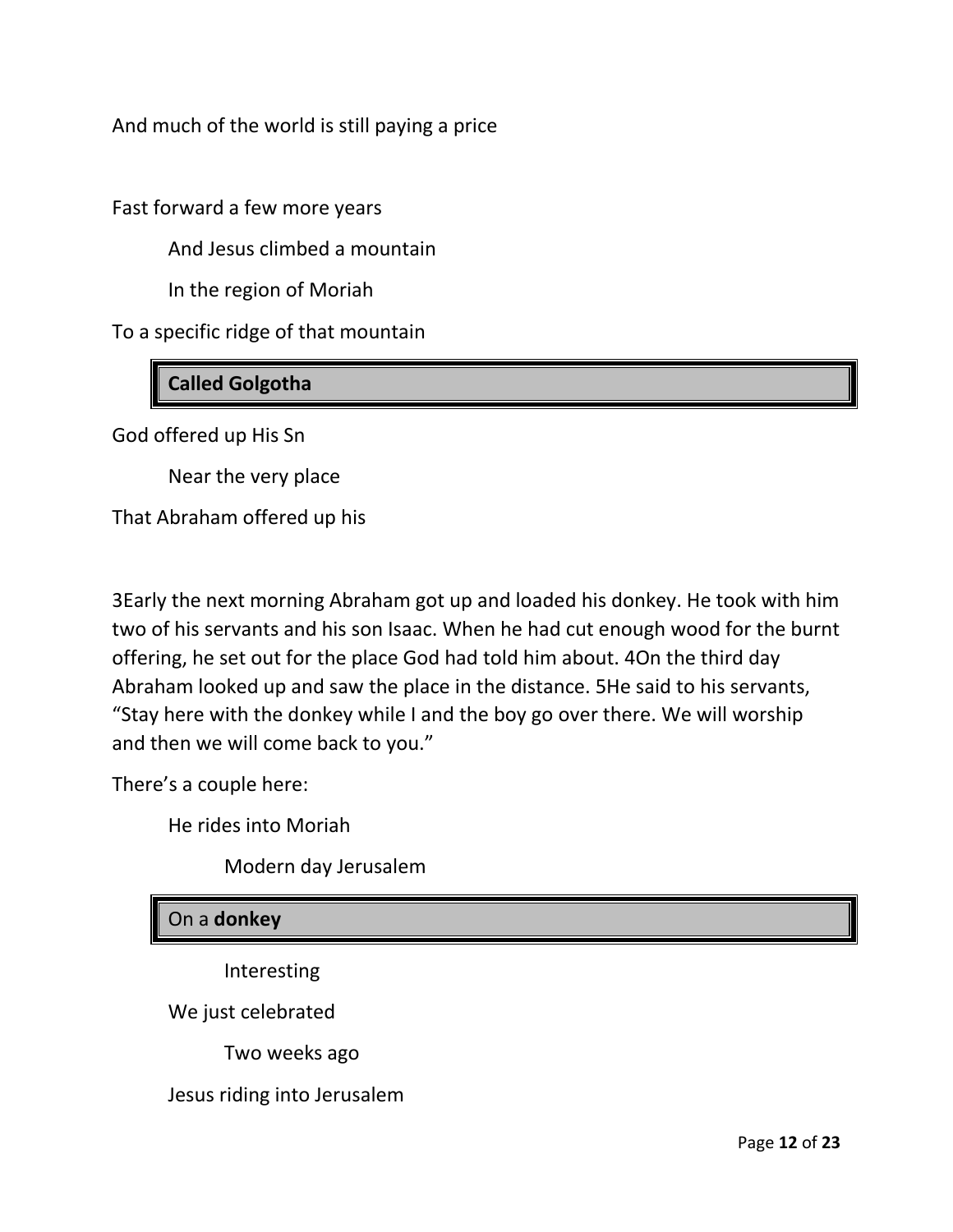And much of the world is still paying a price

Fast forward a few more years

And Jesus climbed a mountain

In the region of Moriah

To a specific ridge of that mountain

**Called Golgotha**

God offered up His Sn

Near the very place

That Abraham offered up his

3Early the next morning Abraham got up and loaded his donkey. He took with him two of his servants and his son Isaac. When he had cut enough wood for the burnt offering, he set out for the place God had told him about. 4On the third day Abraham looked up and saw the place in the distance. 5He said to his servants, "Stay here with the donkey while I and the boy go over there. We will worship and then we will come back to you."

There's a couple here:

He rides into Moriah

Modern day Jerusalem

On a **donkey**

Interesting

We just celebrated

Two weeks ago

Jesus riding into Jerusalem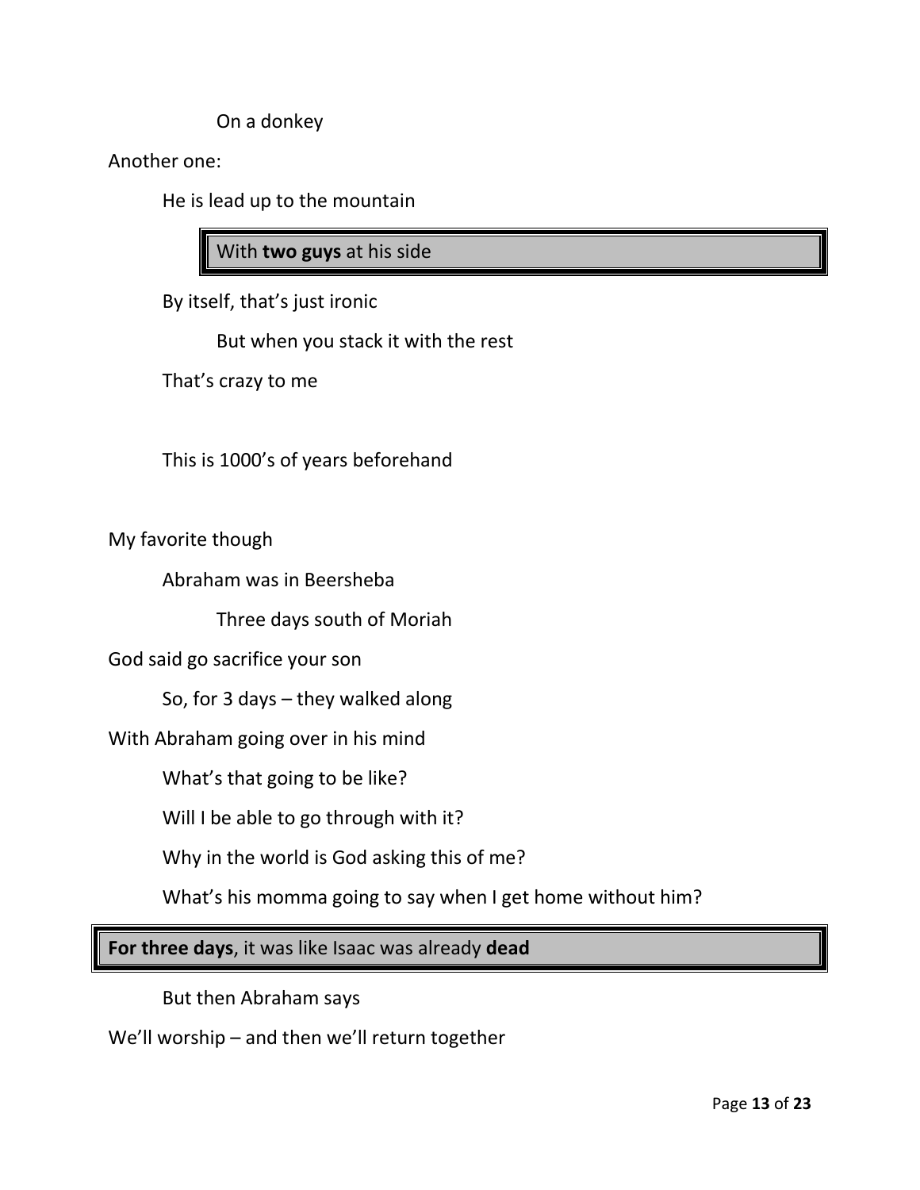On a donkey

Another one:

He is lead up to the mountain

> With **two guys** at his side

By itself, that's just ironic

But when you stack it with the rest

That's crazy to me

This is 1000's of years beforehand

My favorite though

Abraham was in Beersheba

Three days south of Moriah

God said go sacrifice your son

So, for 3 days – they walked along

With Abraham going over in his mind

What's that going to be like?

Will I be able to go through with it?

Why in the world is God asking this of me?

What's his momma going to say when I get home without him?

> **For three days**, it was like Isaac was already **dead**

But then Abraham says

We'll worship – and then we'll return together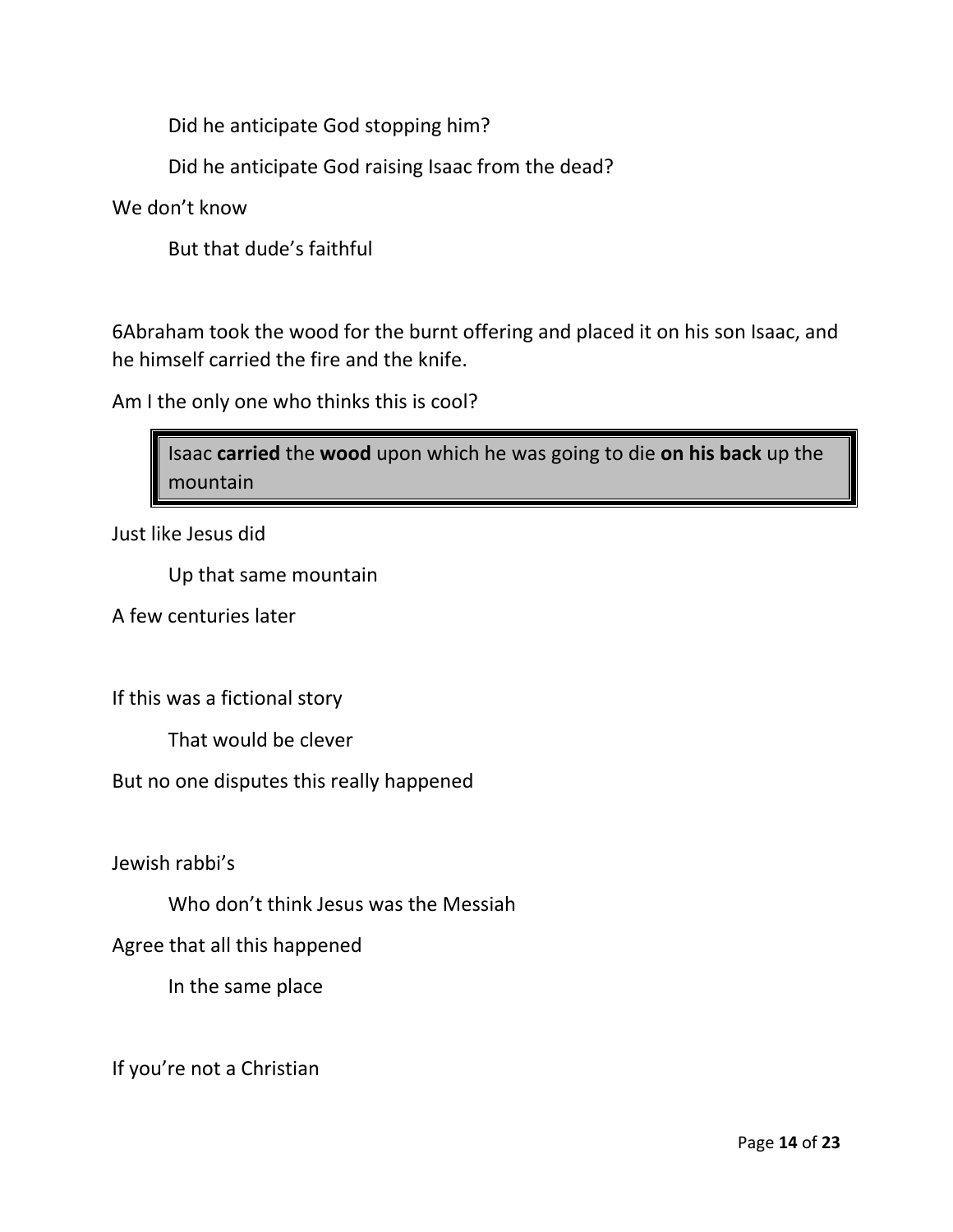Did he anticipate God stopping him?

Did he anticipate God raising Isaac from the dead?

We don't know

But that dude's faithful

6Abraham took the wood for the burnt offering and placed it on his son Isaac, and he himself carried the fire and the knife.

Am I the only one who thinks this is cool?

> Isaac **carried** the **wood** upon which he was going to die **on his back** up the mountain

Just like Jesus did

Up that same mountain

A few centuries later

If this was a fictional story

That would be clever

But no one disputes this really happened

Jewish rabbi's

Who don't think Jesus was the Messiah

Agree that all this happened

In the same place

If you're not a Christian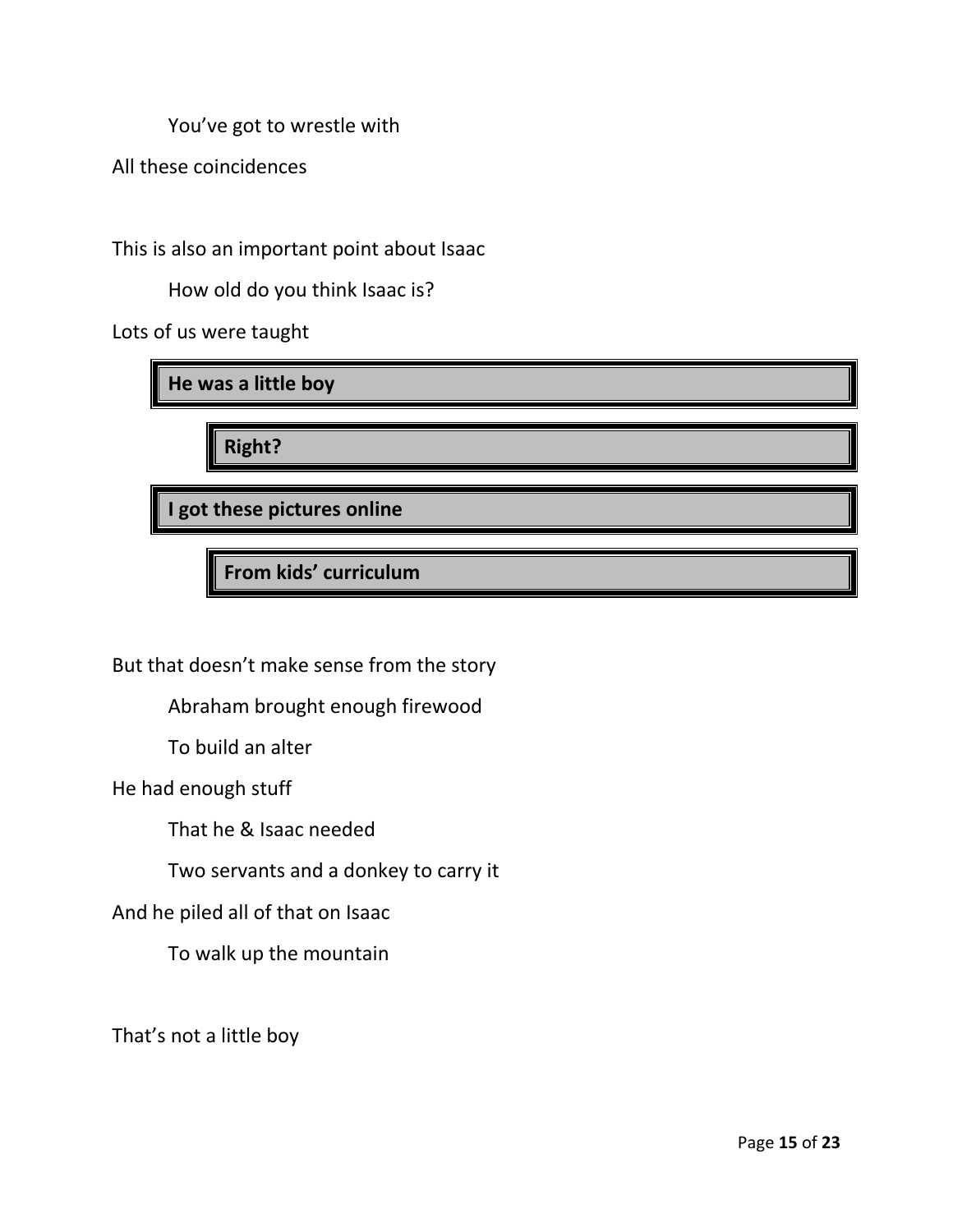You've got to wrestle with

All these coincidences

This is also an important point about Isaac

How old do you think Isaac is?

Lots of us were taught

**He was a little boy**

**Right?**

**I got these pictures online**

**From kids' curriculum**

But that doesn't make sense from the story

Abraham brought enough firewood

To build an alter

He had enough stuff

That he & Isaac needed

Two servants and a donkey to carry it

And he piled all of that on Isaac

To walk up the mountain

That's not a little boy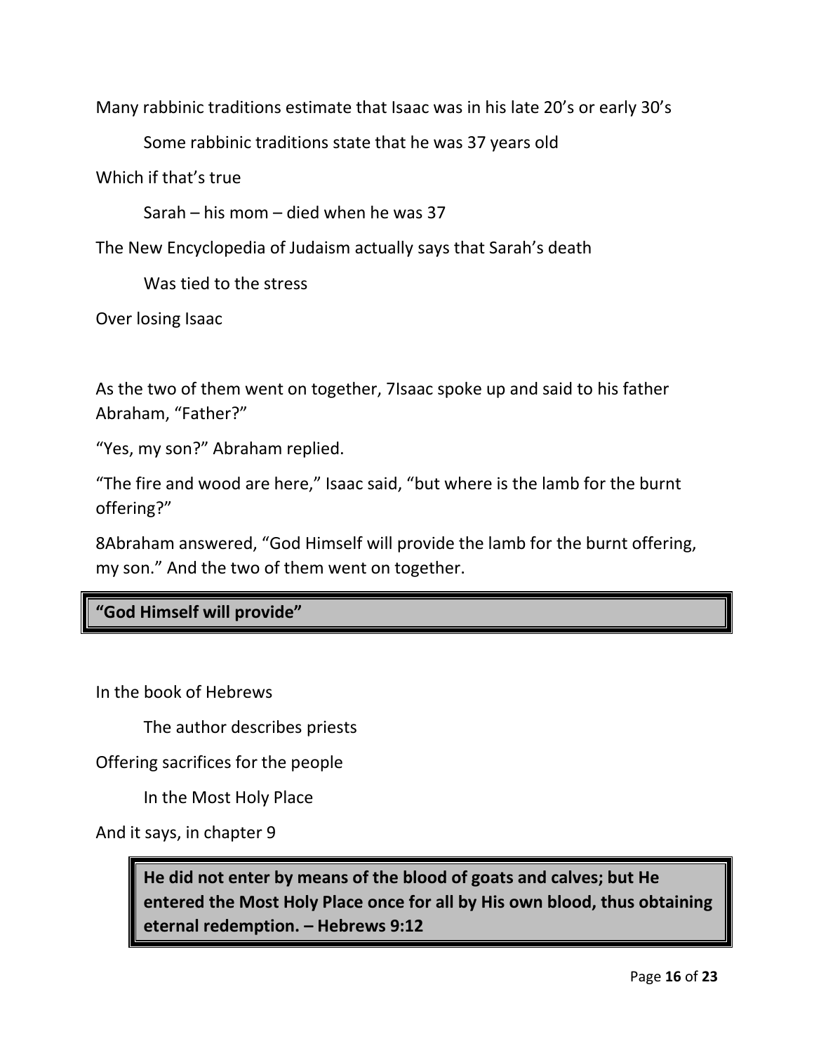Many rabbinic traditions estimate that Isaac was in his late 20's or early 30's

Some rabbinic traditions state that he was 37 years old

Which if that's true

Sarah – his mom – died when he was 37

The New Encyclopedia of Judaism actually says that Sarah's death

Was tied to the stress

Over losing Isaac

As the two of them went on together, 7Isaac spoke up and said to his father Abraham, "Father?"

"Yes, my son?" Abraham replied.

"The fire and wood are here," Isaac said, "but where is the lamb for the burnt offering?"

8Abraham answered, "God Himself will provide the lamb for the burnt offering, my son." And the two of them went on together.

**"God Himself will provide"**

In the book of Hebrews

The author describes priests

Offering sacrifices for the people

In the Most Holy Place

And it says, in chapter 9

**He did not enter by means of the blood of goats and calves; but He entered the Most Holy Place once for all by His own blood, thus obtaining eternal redemption. – Hebrews 9:12**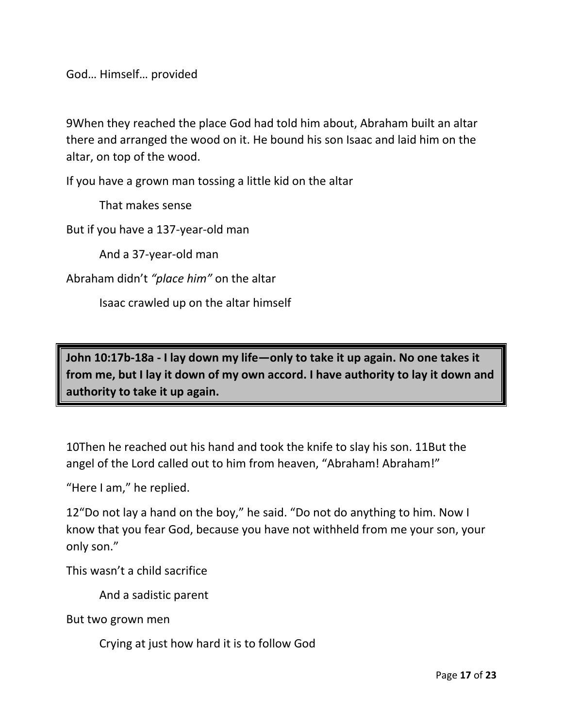God… Himself… provided

9When they reached the place God had told him about, Abraham built an altar there and arranged the wood on it. He bound his son Isaac and laid him on the altar, on top of the wood.

If you have a grown man tossing a little kid on the altar

&nbsp;&nbsp;&nbsp;&nbsp;That makes sense

But if you have a 137-year-old man

&nbsp;&nbsp;&nbsp;&nbsp;And a 37-year-old man

Abraham didn't *"place him"* on the altar

&nbsp;&nbsp;&nbsp;&nbsp;Isaac crawled up on the altar himself

> **John 10:17b-18a - I lay down my life—only to take it up again. No one takes it from me, but I lay it down of my own accord. I have authority to lay it down and authority to take it up again.**

10Then he reached out his hand and took the knife to slay his son. 11But the angel of the Lord called out to him from heaven, "Abraham! Abraham!"

"Here I am," he replied.

12"Do not lay a hand on the boy," he said. "Do not do anything to him. Now I know that you fear God, because you have not withheld from me your son, your only son."

This wasn't a child sacrifice

&nbsp;&nbsp;&nbsp;&nbsp;And a sadistic parent

But two grown men

&nbsp;&nbsp;&nbsp;&nbsp;Crying at just how hard it is to follow God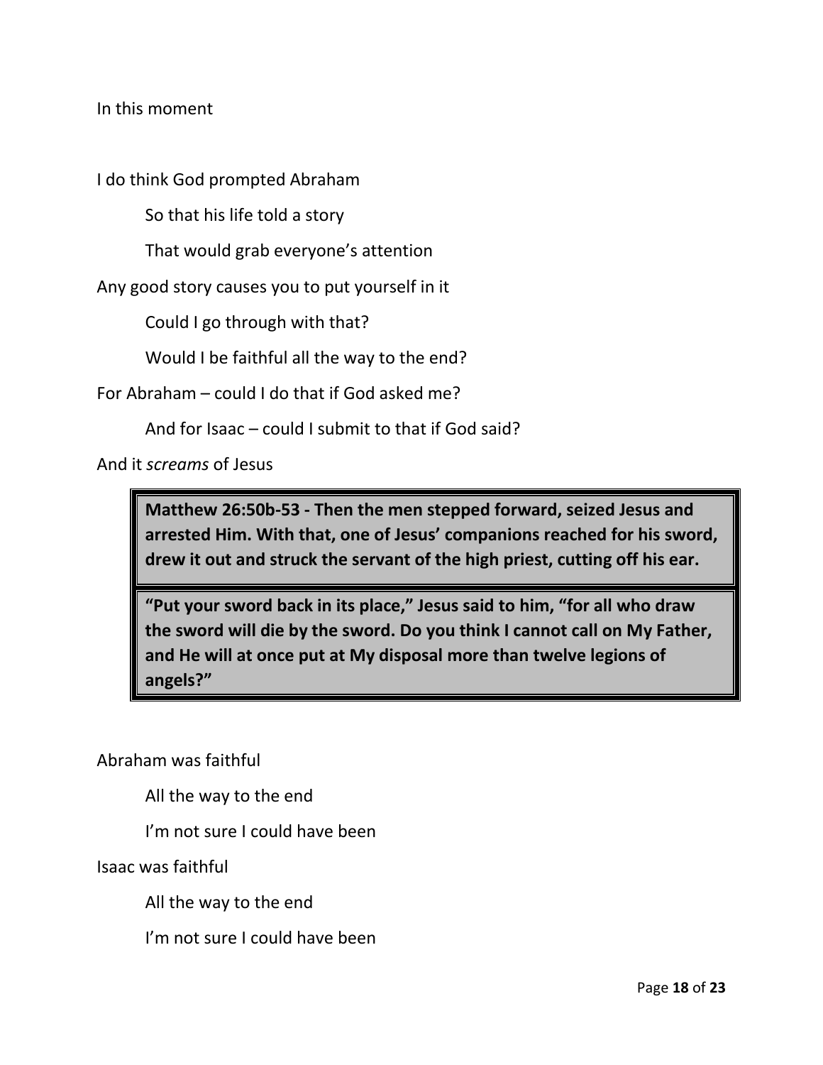In this moment

I do think God prompted Abraham

  So that his life told a story

  That would grab everyone's attention

Any good story causes you to put yourself in it

  Could I go through with that?

  Would I be faithful all the way to the end?

For Abraham – could I do that if God asked me?

  And for Isaac – could I submit to that if God said?

And it *screams* of Jesus

> **Matthew 26:50b-53 - Then the men stepped forward, seized Jesus and arrested Him. With that, one of Jesus' companions reached for his sword, drew it out and struck the servant of the high priest, cutting off his ear.**
>
> **"Put your sword back in its place," Jesus said to him, "for all who draw the sword will die by the sword. Do you think I cannot call on My Father, and He will at once put at My disposal more than twelve legions of angels?"**

Abraham was faithful

  All the way to the end

  I'm not sure I could have been

Isaac was faithful

  All the way to the end

  I'm not sure I could have been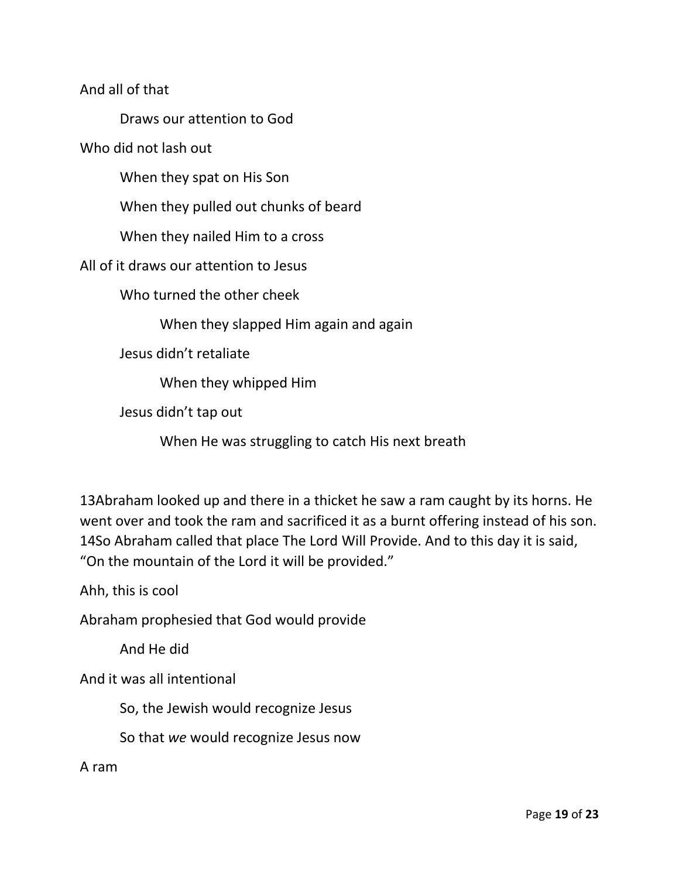And all of that

Draws our attention to God

Who did not lash out

When they spat on His Son

When they pulled out chunks of beard

When they nailed Him to a cross

All of it draws our attention to Jesus

Who turned the other cheek

When they slapped Him again and again

Jesus didn't retaliate

When they whipped Him

Jesus didn't tap out

When He was struggling to catch His next breath

13Abraham looked up and there in a thicket he saw a ram caught by its horns. He went over and took the ram and sacrificed it as a burnt offering instead of his son. 14So Abraham called that place The Lord Will Provide. And to this day it is said, "On the mountain of the Lord it will be provided."

Ahh, this is cool

Abraham prophesied that God would provide

And He did

And it was all intentional

So, the Jewish would recognize Jesus

So that *we* would recognize Jesus now

A ram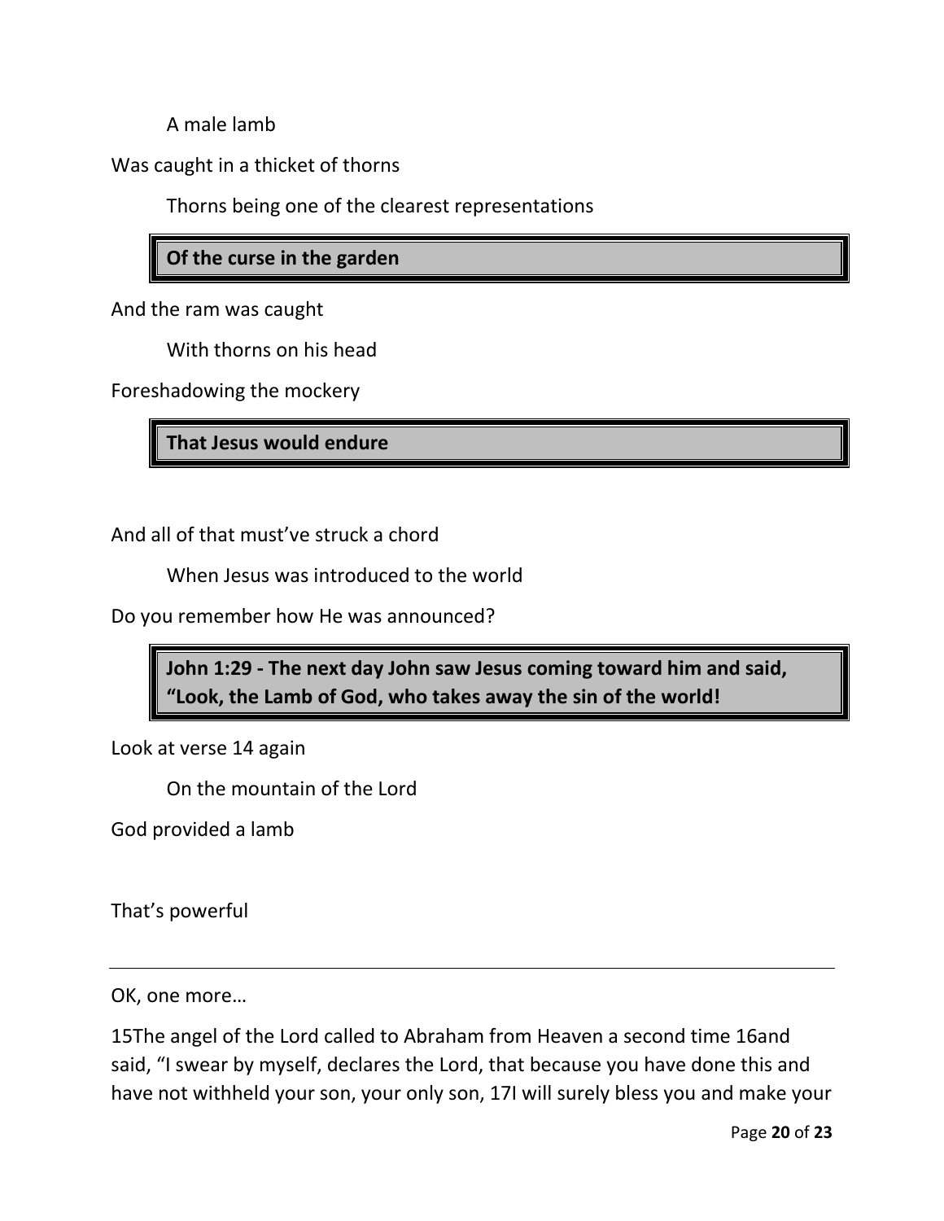A male lamb

Was caught in a thicket of thorns

Thorns being one of the clearest representations

**Of the curse in the garden**

And the ram was caught

With thorns on his head

Foreshadowing the mockery

**That Jesus would endure**

And all of that must've struck a chord

When Jesus was introduced to the world

Do you remember how He was announced?

**John 1:29 - The next day John saw Jesus coming toward him and said, "Look, the Lamb of God, who takes away the sin of the world!**

Look at verse 14 again

On the mountain of the Lord

God provided a lamb

That's powerful

---

OK, one more…

15The angel of the Lord called to Abraham from Heaven a second time 16and said, "I swear by myself, declares the Lord, that because you have done this and have not withheld your son, your only son, 17I will surely bless you and make your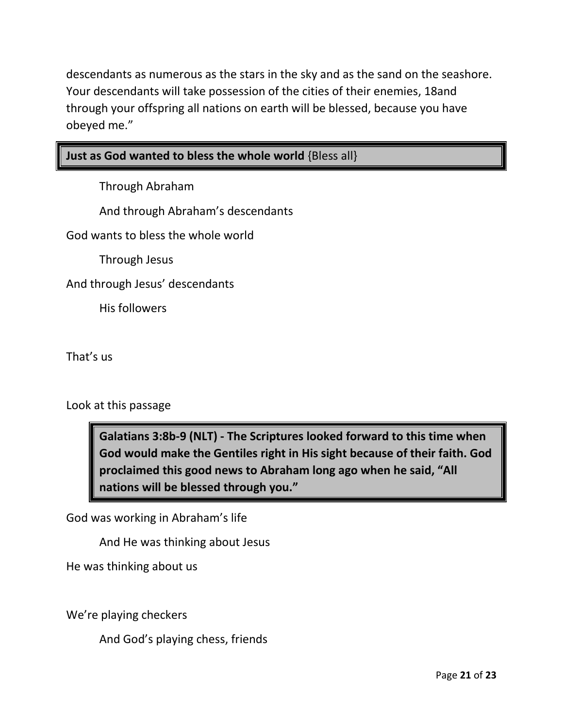descendants as numerous as the stars in the sky and as the sand on the seashore. Your descendants will take possession of the cities of their enemies, 18and through your offspring all nations on earth will be blessed, because you have obeyed me."

**Just as God wanted to bless the whole world** {Bless all}

Through Abraham

And through Abraham's descendants

God wants to bless the whole world

Through Jesus

And through Jesus' descendants

His followers

That's us

Look at this passage

> **Galatians 3:8b-9 (NLT) - The Scriptures looked forward to this time when God would make the Gentiles right in His sight because of their faith. God proclaimed this good news to Abraham long ago when he said, "All nations will be blessed through you."**

God was working in Abraham's life

And He was thinking about Jesus

He was thinking about us

We're playing checkers

And God's playing chess, friends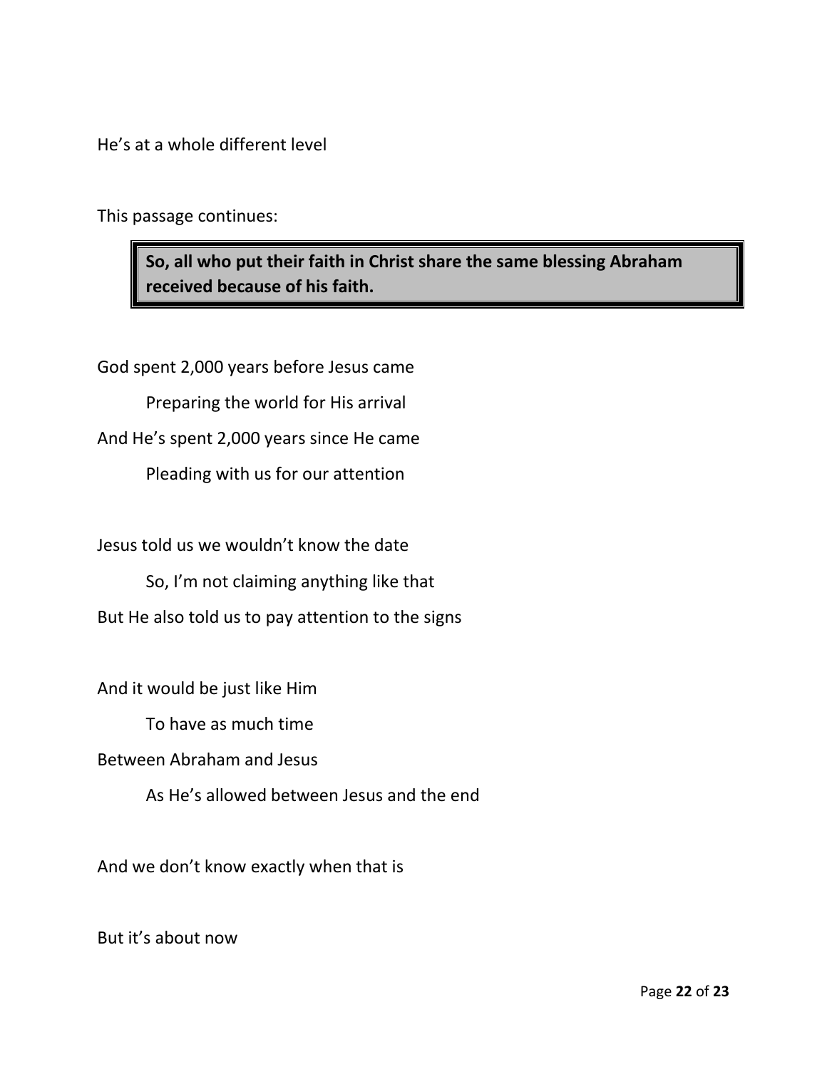He's at a whole different level

This passage continues:

> **So, all who put their faith in Christ share the same blessing Abraham received because of his faith.**

God spent 2,000 years before Jesus came

Preparing the world for His arrival

And He's spent 2,000 years since He came

Pleading with us for our attention

Jesus told us we wouldn't know the date

So, I'm not claiming anything like that

But He also told us to pay attention to the signs

And it would be just like Him

To have as much time

Between Abraham and Jesus

As He's allowed between Jesus and the end

And we don't know exactly when that is

But it's about now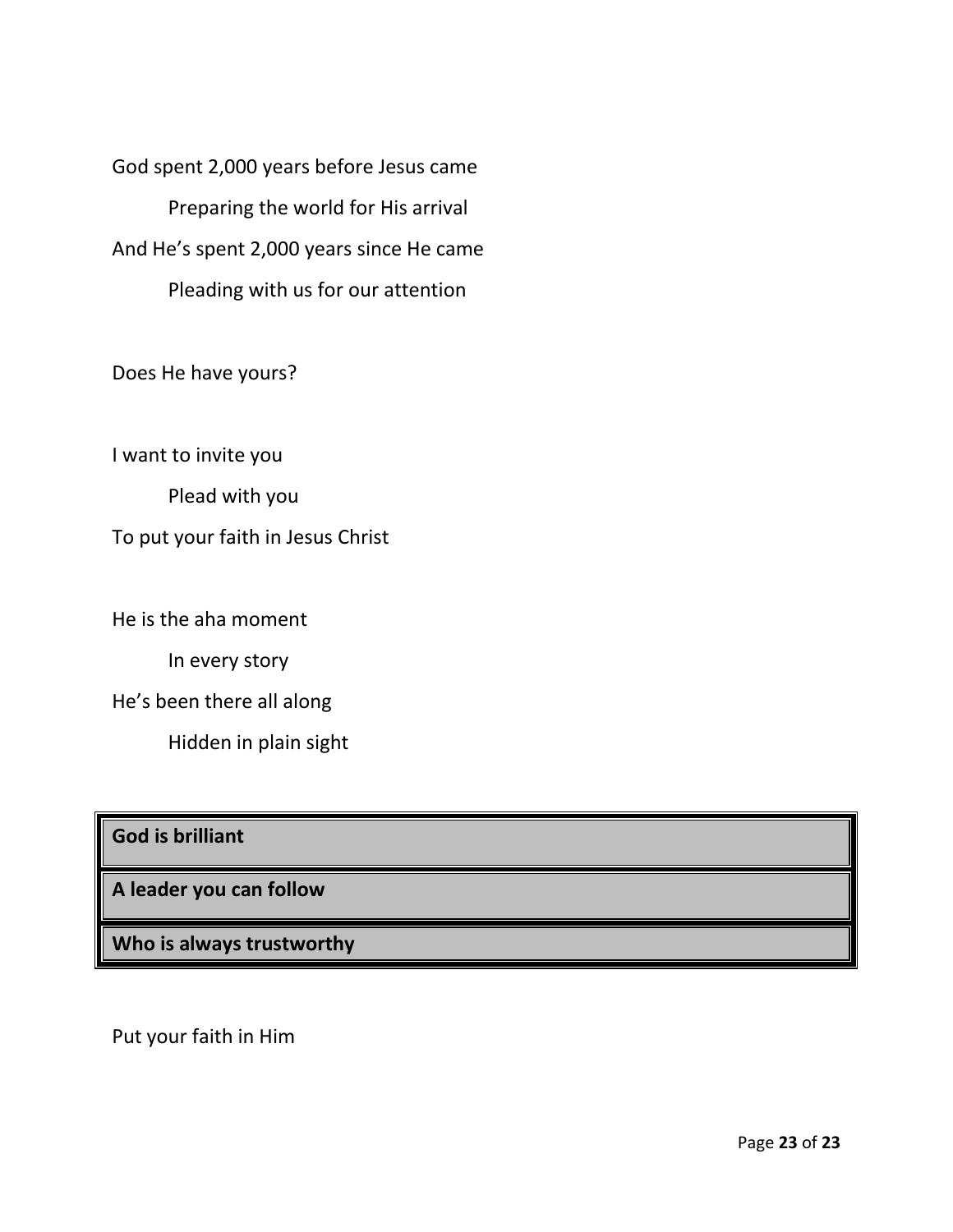God spent 2,000 years before Jesus came

Preparing the world for His arrival

And He’s spent 2,000 years since He came

Pleading with us for our attention

Does He have yours?

I want to invite you

Plead with you

To put your faith in Jesus Christ

He is the aha moment

In every story

He’s been there all along

Hidden in plain sight

| |
|---|
| **God is brilliant** |
| **A leader you can follow** |
| **Who is always trustworthy** |

Put your faith in Him